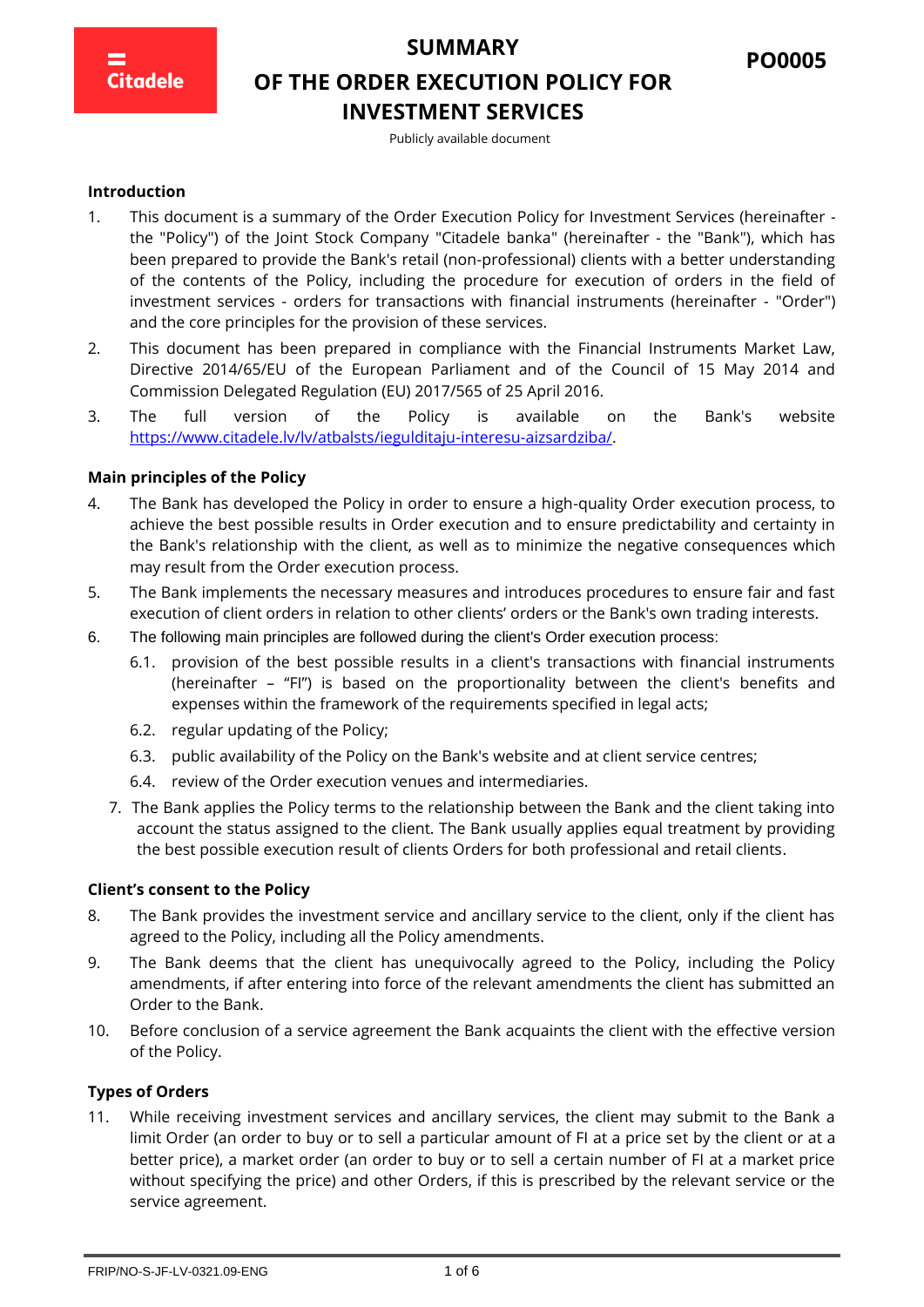# SUMMARY

# OF THE ORDER EXECUTION POLICY FOR INVESTMENT SERVICES

**PO0005**

Publicly available document

### Introduction

1. This document is a summary of the Order Execution Policy for Investment Services (hereinafter - the "Policy") of the Joint Stock Company "Citadele banka" (hereinafter - the "Bank"), which has been prepared to provide the Bank's retail (non-professional) clients with a better understanding of the contents of the Policy, including the procedure for execution of orders in the field of investment services - orders for transactions with financial instruments (hereinafter - "Order") and the core principles for the provision of these services.
2. This document has been prepared in compliance with the Financial Instruments Market Law, Directive 2014/65/EU of the European Parliament and of the Council of 15 May 2014 and Commission Delegated Regulation (EU) 2017/565 of 25 April 2016.
3. The full version of the Policy is available on the Bank's website https://www.citadele.lv/lv/atbalsts/ieguldita­ju-interesu-aizsardziba/.

### Main principles of the Policy

4. The Bank has developed the Policy in order to ensure a high-quality Order execution process, to achieve the best possible results in Order execution and to ensure predictability and certainty in the Bank's relationship with the client, as well as to minimize the negative consequences which may result from the Order execution process.
5. The Bank implements the necessary measures and introduces procedures to ensure fair and fast execution of client orders in relation to other clients' orders or the Bank's own trading interests.
6. The following main principles are followed during the client's Order execution process:
   - 6.1. provision of the best possible results in a client's transactions with financial instruments (hereinafter – "FI") is based on the proportionality between the client's benefits and expenses within the framework of the requirements specified in legal acts;
   - 6.2. regular updating of the Policy;
   - 6.3. public availability of the Policy on the Bank's website and at client service centres;
   - 6.4. review of the Order execution venues and intermediaries.
7. The Bank applies the Policy terms to the relationship between the Bank and the client taking into account the status assigned to the client. The Bank usually applies equal treatment by providing the best possible execution result of clients Orders for both professional and retail clients.

### Client's consent to the Policy

8. The Bank provides the investment service and ancillary service to the client, only if the client has agreed to the Policy, including all the Policy amendments.
9. The Bank deems that the client has unequivocally agreed to the Policy, including the Policy amendments, if after entering into force of the relevant amendments the client has submitted an Order to the Bank.
10. Before conclusion of a service agreement the Bank acquaints the client with the effective version of the Policy.

### Types of Orders

11. While receiving investment services and ancillary services, the client may submit to the Bank a limit Order (an order to buy or to sell a particular amount of FI at a price set by the client or at a better price), a market order (an order to buy or to sell a certain number of FI at a market price without specifying the price) and other Orders, if this is prescribed by the relevant service or the service agreement.

FRIP/NO-S-JF-LV-0321.09-ENG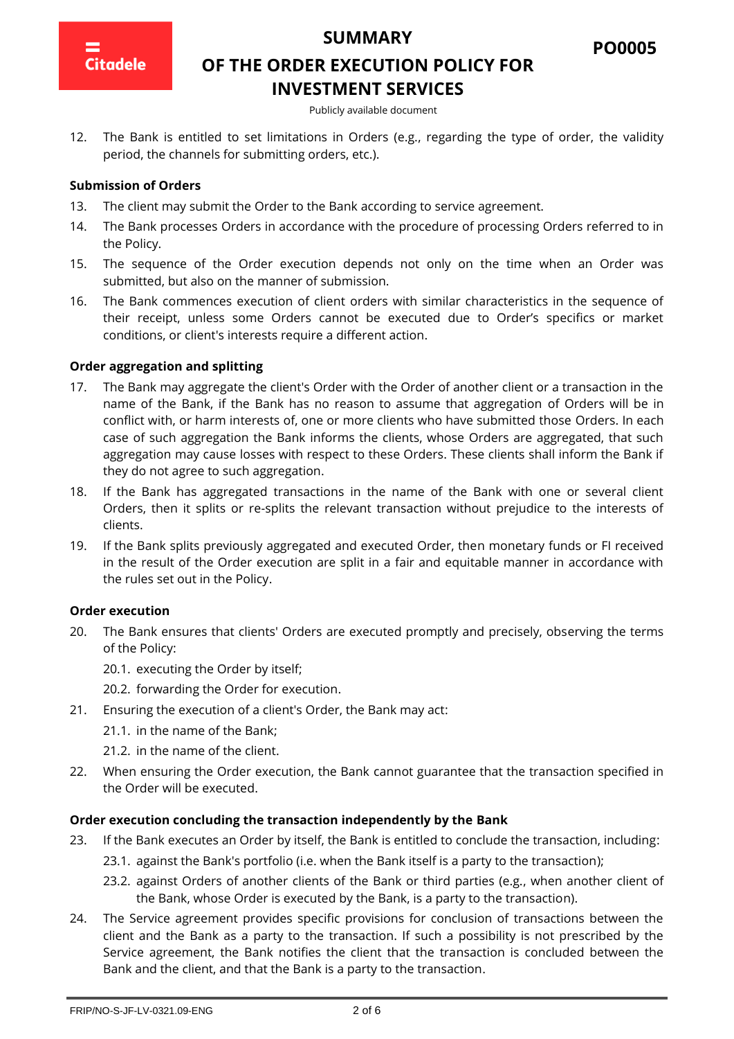12. The Bank is entitled to set limitations in Orders (e.g., regarding the type of order, the validity period, the channels for submitting orders, etc.).

**Submission of Orders**

13. The client may submit the Order to the Bank according to service agreement.
14. The Bank processes Orders in accordance with the procedure of processing Orders referred to in the Policy.
15. The sequence of the Order execution depends not only on the time when an Order was submitted, but also on the manner of submission.
16. The Bank commences execution of client orders with similar characteristics in the sequence of their receipt, unless some Orders cannot be executed due to Order's specifics or market conditions, or client's interests require a different action.

**Order aggregation and splitting**

17. The Bank may aggregate the client's Order with the Order of another client or a transaction in the name of the Bank, if the Bank has no reason to assume that aggregation of Orders will be in conflict with, or harm interests of, one or more clients who have submitted those Orders. In each case of such aggregation the Bank informs the clients, whose Orders are aggregated, that such aggregation may cause losses with respect to these Orders. These clients shall inform the Bank if they do not agree to such aggregation.
18. If the Bank has aggregated transactions in the name of the Bank with one or several client Orders, then it splits or re-splits the relevant transaction without prejudice to the interests of clients.
19. If the Bank splits previously aggregated and executed Order, then monetary funds or FI received in the result of the Order execution are split in a fair and equitable manner in accordance with the rules set out in the Policy.

**Order execution**

20. The Bank ensures that clients' Orders are executed promptly and precisely, observing the terms of the Policy:
    - 20.1. executing the Order by itself;
    - 20.2. forwarding the Order for execution.
21. Ensuring the execution of a client's Order, the Bank may act:
    - 21.1. in the name of the Bank;
    - 21.2. in the name of the client.
22. When ensuring the Order execution, the Bank cannot guarantee that the transaction specified in the Order will be executed.

**Order execution concluding the transaction independently by the Bank**

23. If the Bank executes an Order by itself, the Bank is entitled to conclude the transaction, including:
    - 23.1. against the Bank's portfolio (i.e. when the Bank itself is a party to the transaction);
    - 23.2. against Orders of another clients of the Bank or third parties (e.g., when another client of the Bank, whose Order is executed by the Bank, is a party to the transaction).
24. The Service agreement provides specific provisions for conclusion of transactions between the client and the Bank as a party to the transaction. If such a possibility is not prescribed by the Service agreement, the Bank notifies the client that the transaction is concluded between the Bank and the client, and that the Bank is a party to the transaction.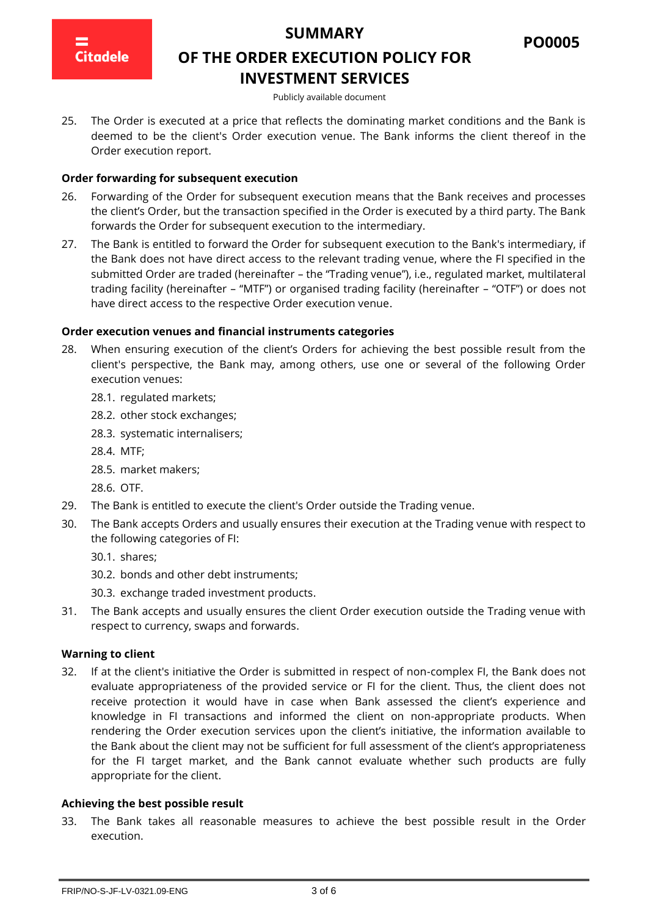25. The Order is executed at a price that reflects the dominating market conditions and the Bank is deemed to be the client's Order execution venue. The Bank informs the client thereof in the Order execution report.

**Order forwarding for subsequent execution**

26. Forwarding of the Order for subsequent execution means that the Bank receives and processes the client's Order, but the transaction specified in the Order is executed by a third party. The Bank forwards the Order for subsequent execution to the intermediary.
27. The Bank is entitled to forward the Order for subsequent execution to the Bank's intermediary, if the Bank does not have direct access to the relevant trading venue, where the FI specified in the submitted Order are traded (hereinafter – the "Trading venue"), i.e., regulated market, multilateral trading facility (hereinafter – "MTF") or organised trading facility (hereinafter – "OTF") or does not have direct access to the respective Order execution venue.

**Order execution venues and financial instruments categories**

28. When ensuring execution of the client's Orders for achieving the best possible result from the client's perspective, the Bank may, among others, use one or several of the following Order execution venues:
    - 28.1. regulated markets;
    - 28.2. other stock exchanges;
    - 28.3. systematic internalisers;
    - 28.4. MTF;
    - 28.5. market makers;
    - 28.6. OTF.
29. The Bank is entitled to execute the client's Order outside the Trading venue.
30. The Bank accepts Orders and usually ensures their execution at the Trading venue with respect to the following categories of FI:
    - 30.1. shares;
    - 30.2. bonds and other debt instruments;
    - 30.3. exchange traded investment products.
31. The Bank accepts and usually ensures the client Order execution outside the Trading venue with respect to currency, swaps and forwards.

**Warning to client**

32. If at the client's initiative the Order is submitted in respect of non-complex FI, the Bank does not evaluate appropriateness of the provided service or FI for the client. Thus, the client does not receive protection it would have in case when Bank assessed the client's experience and knowledge in FI transactions and informed the client on non-appropriate products. When rendering the Order execution services upon the client's initiative, the information available to the Bank about the client may not be sufficient for full assessment of the client's appropriateness for the FI target market, and the Bank cannot evaluate whether such products are fully appropriate for the client.

**Achieving the best possible result**

33. The Bank takes all reasonable measures to achieve the best possible result in the Order execution.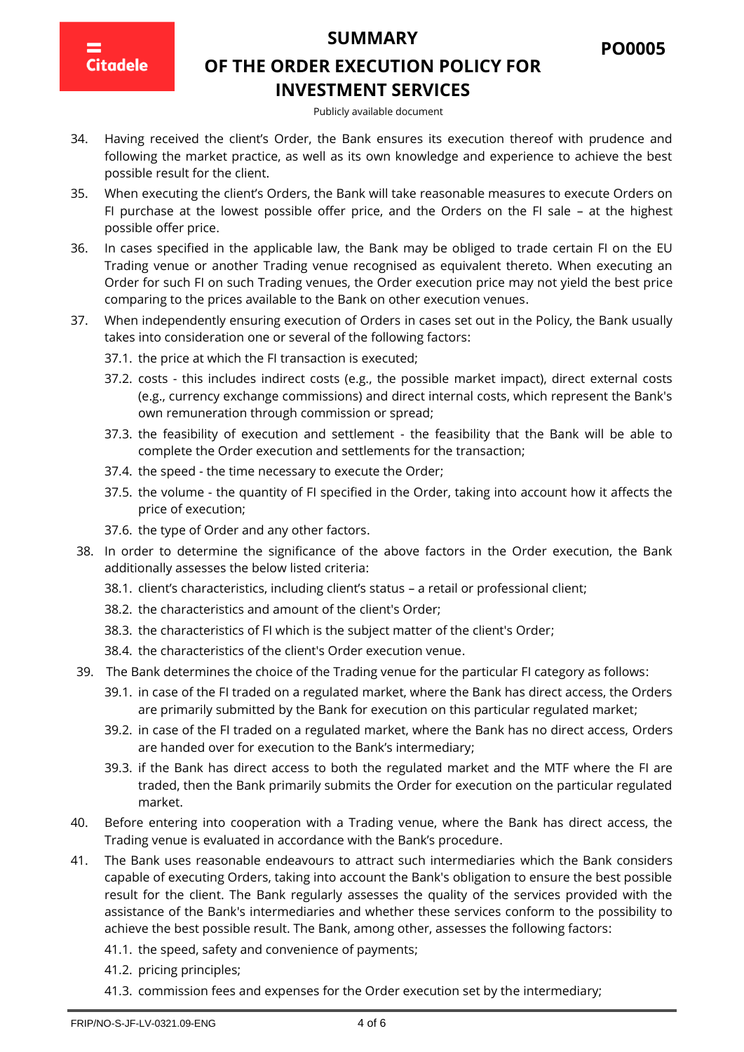34. Having received the client's Order, the Bank ensures its execution thereof with prudence and following the market practice, as well as its own knowledge and experience to achieve the best possible result for the client.
35. When executing the client's Orders, the Bank will take reasonable measures to execute Orders on FI purchase at the lowest possible offer price, and the Orders on the FI sale – at the highest possible offer price.
36. In cases specified in the applicable law, the Bank may be obliged to trade certain FI on the EU Trading venue or another Trading venue recognised as equivalent thereto. When executing an Order for such FI on such Trading venues, the Order execution price may not yield the best price comparing to the prices available to the Bank on other execution venues.
37. When independently ensuring execution of Orders in cases set out in the Policy, the Bank usually takes into consideration one or several of the following factors:
    - 37.1. the price at which the FI transaction is executed;
    - 37.2. costs - this includes indirect costs (e.g., the possible market impact), direct external costs (e.g., currency exchange commissions) and direct internal costs, which represent the Bank's own remuneration through commission or spread;
    - 37.3. the feasibility of execution and settlement - the feasibility that the Bank will be able to complete the Order execution and settlements for the transaction;
    - 37.4. the speed - the time necessary to execute the Order;
    - 37.5. the volume - the quantity of FI specified in the Order, taking into account how it affects the price of execution;
    - 37.6. the type of Order and any other factors.
38. In order to determine the significance of the above factors in the Order execution, the Bank additionally assesses the below listed criteria:
    - 38.1. client's characteristics, including client's status – a retail or professional client;
    - 38.2. the characteristics and amount of the client's Order;
    - 38.3. the characteristics of FI which is the subject matter of the client's Order;
    - 38.4. the characteristics of the client's Order execution venue.
39. The Bank determines the choice of the Trading venue for the particular FI category as follows:
    - 39.1. in case of the FI traded on a regulated market, where the Bank has direct access, the Orders are primarily submitted by the Bank for execution on this particular regulated market;
    - 39.2. in case of the FI traded on a regulated market, where the Bank has no direct access, Orders are handed over for execution to the Bank's intermediary;
    - 39.3. if the Bank has direct access to both the regulated market and the MTF where the FI are traded, then the Bank primarily submits the Order for execution on the particular regulated market.
40. Before entering into cooperation with a Trading venue, where the Bank has direct access, the Trading venue is evaluated in accordance with the Bank's procedure.
41. The Bank uses reasonable endeavours to attract such intermediaries which the Bank considers capable of executing Orders, taking into account the Bank's obligation to ensure the best possible result for the client. The Bank regularly assesses the quality of the services provided with the assistance of the Bank's intermediaries and whether these services conform to the possibility to achieve the best possible result. The Bank, among other, assesses the following factors:
    - 41.1. the speed, safety and convenience of payments;
    - 41.2. pricing principles;
    - 41.3. commission fees and expenses for the Order execution set by the intermediary;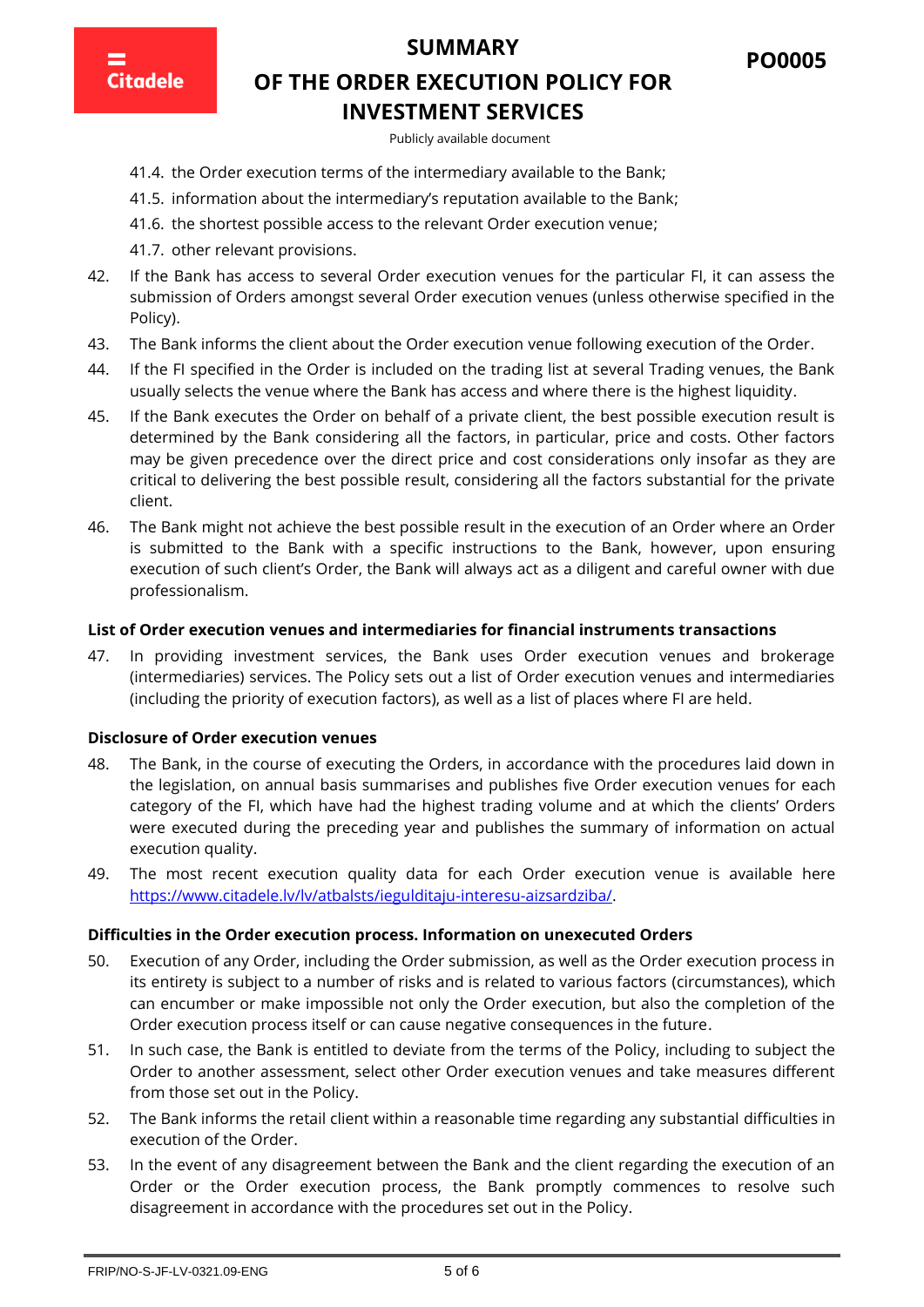41.4. the Order execution terms of the intermediary available to the Bank;

41.5. information about the intermediary's reputation available to the Bank;

41.6. the shortest possible access to the relevant Order execution venue;

41.7. other relevant provisions.

42. If the Bank has access to several Order execution venues for the particular FI, it can assess the submission of Orders amongst several Order execution venues (unless otherwise specified in the Policy).

43. The Bank informs the client about the Order execution venue following execution of the Order.

44. If the FI specified in the Order is included on the trading list at several Trading venues, the Bank usually selects the venue where the Bank has access and where there is the highest liquidity.

45. If the Bank executes the Order on behalf of a private client, the best possible execution result is determined by the Bank considering all the factors, in particular, price and costs. Other factors may be given precedence over the direct price and cost considerations only insofar as they are critical to delivering the best possible result, considering all the factors substantial for the private client.

46. The Bank might not achieve the best possible result in the execution of an Order where an Order is submitted to the Bank with a specific instructions to the Bank, however, upon ensuring execution of such client's Order, the Bank will always act as a diligent and careful owner with due professionalism.

**List of Order execution venues and intermediaries for financial instruments transactions**

47. In providing investment services, the Bank uses Order execution venues and brokerage (intermediaries) services. The Policy sets out a list of Order execution venues and intermediaries (including the priority of execution factors), as well as a list of places where FI are held.

**Disclosure of Order execution venues**

48. The Bank, in the course of executing the Orders, in accordance with the procedures laid down in the legislation, on annual basis summarises and publishes five Order execution venues for each category of the FI, which have had the highest trading volume and at which the clients' Orders were executed during the preceding year and publishes the summary of information on actual execution quality.

49. The most recent execution quality data for each Order execution venue is available here [https://www.citadele.lv/lv/atbalsts/ieguldītaju-interesu-aizsardziba/](https://www.citadele.lv/lv/atbalsts/ieguldītaju-interesu-aizsardziba/).

**Difficulties in the Order execution process. Information on unexecuted Orders**

50. Execution of any Order, including the Order submission, as well as the Order execution process in its entirety is subject to a number of risks and is related to various factors (circumstances), which can encumber or make impossible not only the Order execution, but also the completion of the Order execution process itself or can cause negative consequences in the future.

51. In such case, the Bank is entitled to deviate from the terms of the Policy, including to subject the Order to another assessment, select other Order execution venues and take measures different from those set out in the Policy.

52. The Bank informs the retail client within a reasonable time regarding any substantial difficulties in execution of the Order.

53. In the event of any disagreement between the Bank and the client regarding the execution of an Order or the Order execution process, the Bank promptly commences to resolve such disagreement in accordance with the procedures set out in the Policy.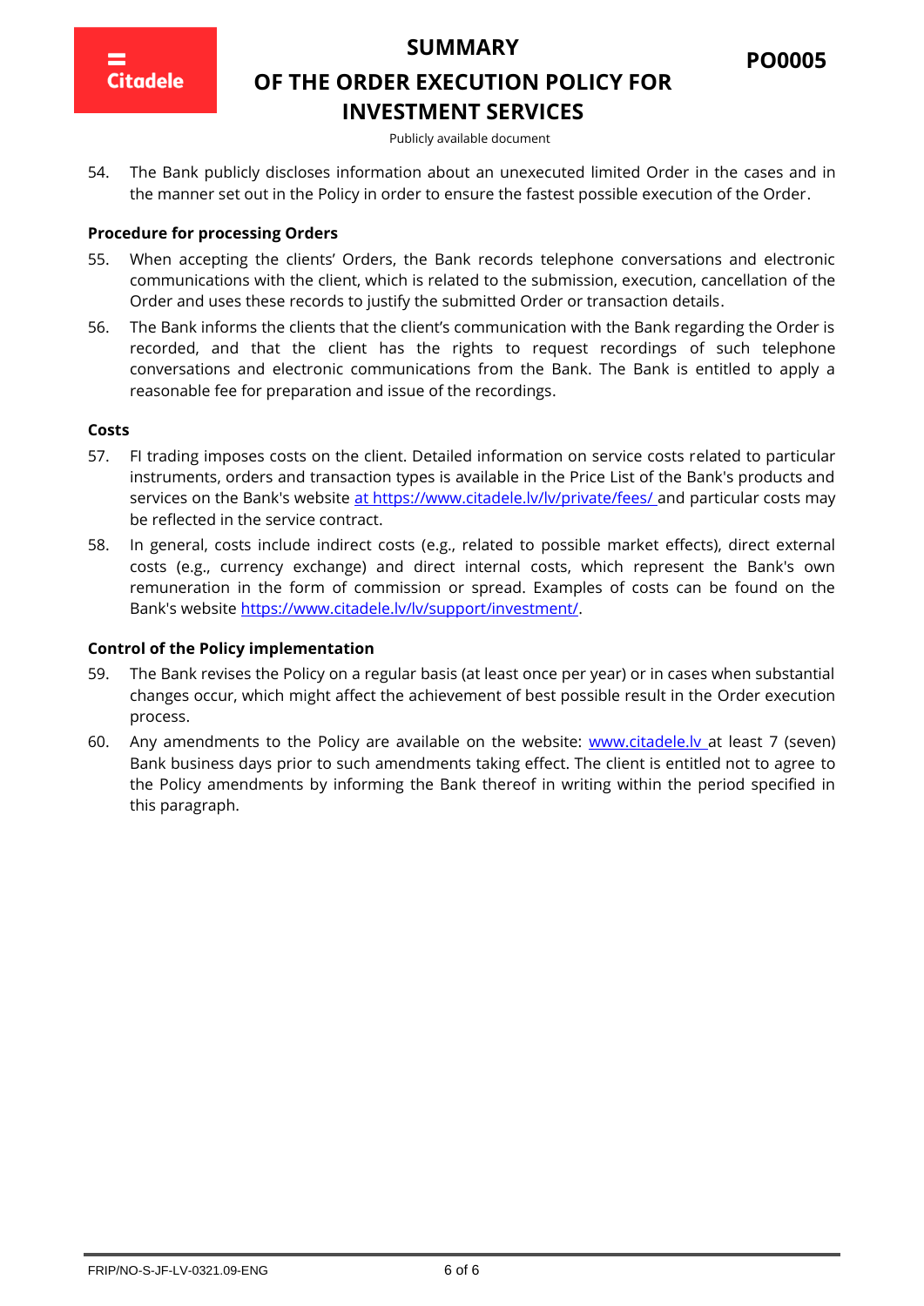54. The Bank publicly discloses information about an unexecuted limited Order in the cases and in the manner set out in the Policy in order to ensure the fastest possible execution of the Order.

**Procedure for processing Orders**

55. When accepting the clients' Orders, the Bank records telephone conversations and electronic communications with the client, which is related to the submission, execution, cancellation of the Order and uses these records to justify the submitted Order or transaction details.
56. The Bank informs the clients that the client's communication with the Bank regarding the Order is recorded, and that the client has the rights to request recordings of such telephone conversations and electronic communications from the Bank. The Bank is entitled to apply a reasonable fee for preparation and issue of the recordings.

**Costs**

57. FI trading imposes costs on the client. Detailed information on service costs related to particular instruments, orders and transaction types is available in the Price List of the Bank's products and services on the Bank's website at https://www.citadele.lv/lv/private/fees/ and particular costs may be reflected in the service contract.
58. In general, costs include indirect costs (e.g., related to possible market effects), direct external costs (e.g., currency exchange) and direct internal costs, which represent the Bank's own remuneration in the form of commission or spread. Examples of costs can be found on the Bank's website https://www.citadele.lv/lv/support/investment/.

**Control of the Policy implementation**

59. The Bank revises the Policy on a regular basis (at least once per year) or in cases when substantial changes occur, which might affect the achievement of best possible result in the Order execution process.
60. Any amendments to the Policy are available on the website: www.citadele.lv at least 7 (seven) Bank business days prior to such amendments taking effect. The client is entitled not to agree to the Policy amendments by informing the Bank thereof in writing within the period specified in this paragraph.